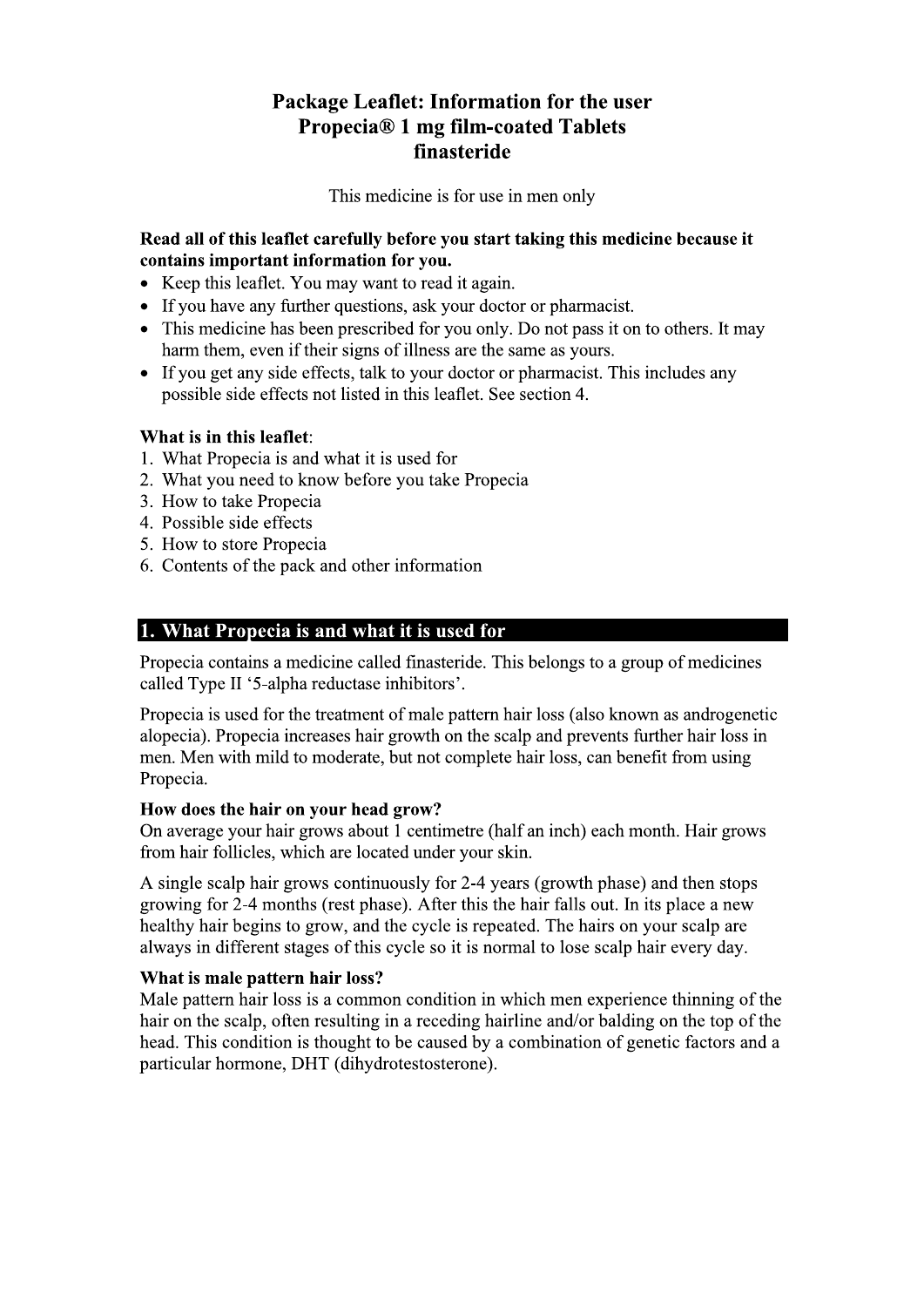# Package Leaflet: Information for the user
# Propecia® 1 mg film-coated Tablets
# finasteride

This medicine is for use in men only

**Read all of this leaflet carefully before you start taking this medicine because it contains important information for you.**

- Keep this leaflet. You may want to read it again.
- If you have any further questions, ask your doctor or pharmacist.
- This medicine has been prescribed for you only. Do not pass it on to others. It may harm them, even if their signs of illness are the same as yours.
- If you get any side effects, talk to your doctor or pharmacist. This includes any possible side effects not listed in this leaflet. See section 4.

**What is in this leaflet**:

1. What Propecia is and what it is used for
2. What you need to know before you take Propecia
3. How to take Propecia
4. Possible side effects
5. How to store Propecia
6. Contents of the pack and other information

## 1. What Propecia is and what it is used for

Propecia contains a medicine called finasteride. This belongs to a group of medicines called Type II '5-alpha reductase inhibitors'.

Propecia is used for the treatment of male pattern hair loss (also known as androgenetic alopecia). Propecia increases hair growth on the scalp and prevents further hair loss in men. Men with mild to moderate, but not complete hair loss, can benefit from using Propecia.

**How does the hair on your head grow?**
On average your hair grows about 1 centimetre (half an inch) each month. Hair grows from hair follicles, which are located under your skin.

A single scalp hair grows continuously for 2-4 years (growth phase) and then stops growing for 2-4 months (rest phase). After this the hair falls out. In its place a new healthy hair begins to grow, and the cycle is repeated. The hairs on your scalp are always in different stages of this cycle so it is normal to lose scalp hair every day.

**What is male pattern hair loss?**
Male pattern hair loss is a common condition in which men experience thinning of the hair on the scalp, often resulting in a receding hairline and/or balding on the top of the head. This condition is thought to be caused by a combination of genetic factors and a particular hormone, DHT (dihydrotestosterone).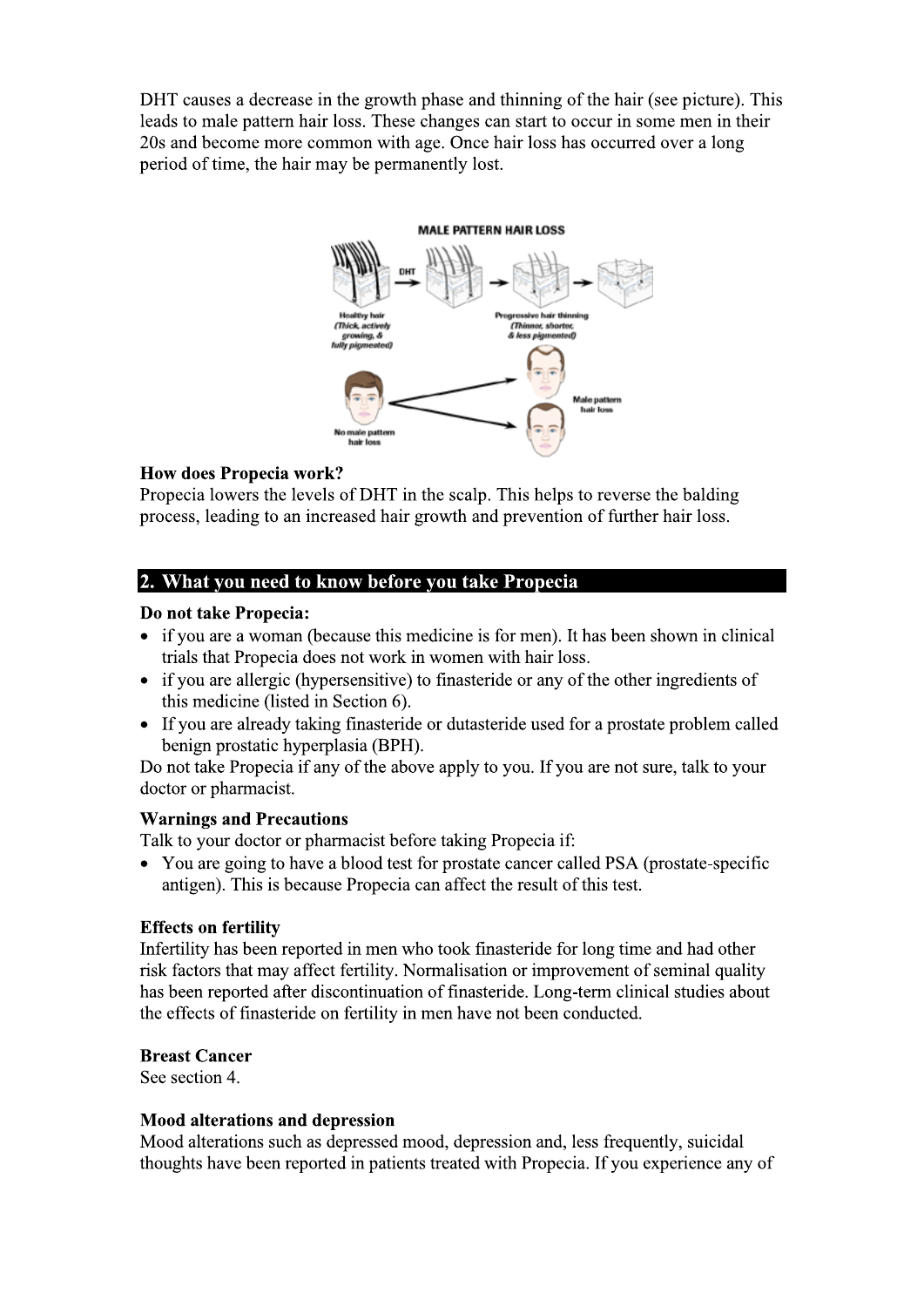DHT causes a decrease in the growth phase and thinning of the hair (see picture). This leads to male pattern hair loss. These changes can start to occur in some men in their 20s and become more common with age. Once hair loss has occurred over a long period of time, the hair may be permanently lost.

**How does Propecia work?**

Propecia lowers the levels of DHT in the scalp. This helps to reverse the balding process, leading to an increased hair growth and prevention of further hair loss.

## 2. What you need to know before you take Propecia

**Do not take Propecia:**

- if you are a woman (because this medicine is for men). It has been shown in clinical trials that Propecia does not work in women with hair loss.
- if you are allergic (hypersensitive) to finasteride or any of the other ingredients of this medicine (listed in Section 6).
- If you are already taking finasteride or dutasteride used for a prostate problem called benign prostatic hyperplasia (BPH).

Do not take Propecia if any of the above apply to you. If you are not sure, talk to your doctor or pharmacist.

**Warnings and Precautions**

Talk to your doctor or pharmacist before taking Propecia if:

- You are going to have a blood test for prostate cancer called PSA (prostate-specific antigen). This is because Propecia can affect the result of this test.

**Effects on fertility**

Infertility has been reported in men who took finasteride for long time and had other risk factors that may affect fertility. Normalisation or improvement of seminal quality has been reported after discontinuation of finasteride. Long-term clinical studies about the effects of finasteride on fertility in men have not been conducted.

**Breast Cancer**

See section 4.

**Mood alterations and depression**

Mood alterations such as depressed mood, depression and, less frequently, suicidal thoughts have been reported in patients treated with Propecia. If you experience any of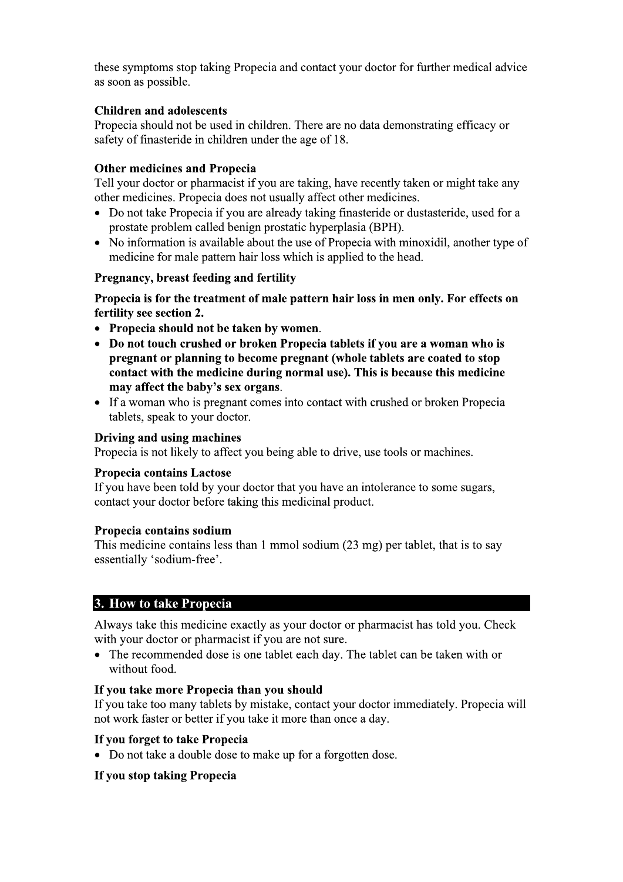these symptoms stop taking Propecia and contact your doctor for further medical advice as soon as possible.

**Children and adolescents**
Propecia should not be used in children. There are no data demonstrating efficacy or safety of finasteride in children under the age of 18.

**Other medicines and Propecia**
Tell your doctor or pharmacist if you are taking, have recently taken or might take any other medicines. Propecia does not usually affect other medicines.

- Do not take Propecia if you are already taking finasteride or dustasteride, used for a prostate problem called benign prostatic hyperplasia (BPH).
- No information is available about the use of Propecia with minoxidil, another type of medicine for male pattern hair loss which is applied to the head.

**Pregnancy, breast feeding and fertility**

**Propecia is for the treatment of male pattern hair loss in men only. For effects on fertility see section 2.**

- **Propecia should not be taken by women**.
- **Do not touch crushed or broken Propecia tablets if you are a woman who is pregnant or planning to become pregnant (whole tablets are coated to stop contact with the medicine during normal use). This is because this medicine may affect the baby's sex organs**.
- If a woman who is pregnant comes into contact with crushed or broken Propecia tablets, speak to your doctor.

**Driving and using machines**
Propecia is not likely to affect you being able to drive, use tools or machines.

**Propecia contains Lactose**
If you have been told by your doctor that you have an intolerance to some sugars, contact your doctor before taking this medicinal product.

**Propecia contains sodium**
This medicine contains less than 1 mmol sodium (23 mg) per tablet, that is to say essentially 'sodium-free'.

## 3. How to take Propecia

Always take this medicine exactly as your doctor or pharmacist has told you. Check with your doctor or pharmacist if you are not sure.

- The recommended dose is one tablet each day. The tablet can be taken with or without food.

**If you take more Propecia than you should**
If you take too many tablets by mistake, contact your doctor immediately. Propecia will not work faster or better if you take it more than once a day.

**If you forget to take Propecia**

- Do not take a double dose to make up for a forgotten dose.

**If you stop taking Propecia**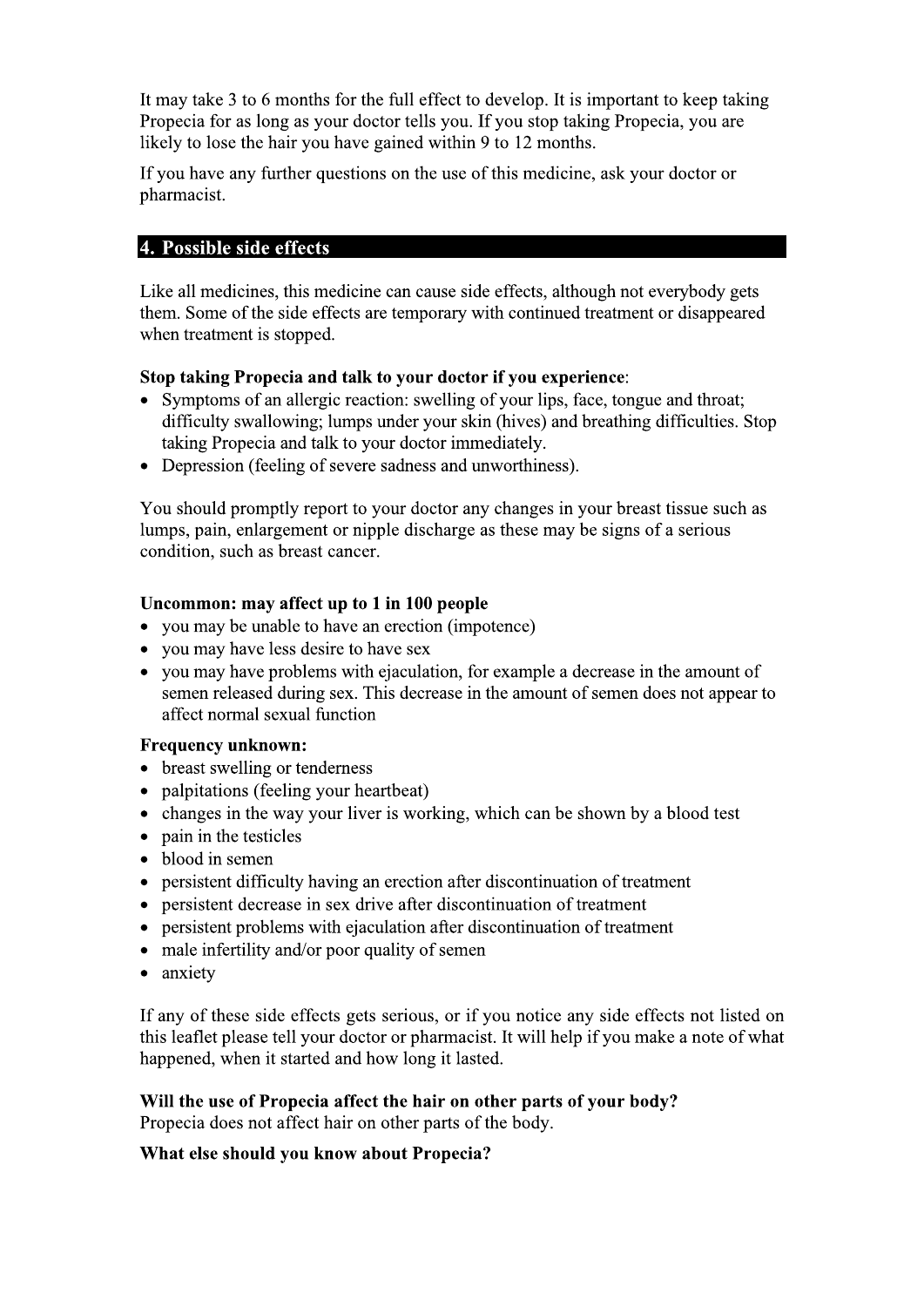It may take 3 to 6 months for the full effect to develop. It is important to keep taking Propecia for as long as your doctor tells you. If you stop taking Propecia, you are likely to lose the hair you have gained within 9 to 12 months.

If you have any further questions on the use of this medicine, ask your doctor or pharmacist.

## 4. Possible side effects

Like all medicines, this medicine can cause side effects, although not everybody gets them. Some of the side effects are temporary with continued treatment or disappeared when treatment is stopped.

**Stop taking Propecia and talk to your doctor if you experience**:

- Symptoms of an allergic reaction: swelling of your lips, face, tongue and throat; difficulty swallowing; lumps under your skin (hives) and breathing difficulties. Stop taking Propecia and talk to your doctor immediately.
- Depression (feeling of severe sadness and unworthiness).

You should promptly report to your doctor any changes in your breast tissue such as lumps, pain, enlargement or nipple discharge as these may be signs of a serious condition, such as breast cancer.

**Uncommon: may affect up to 1 in 100 people**

- you may be unable to have an erection (impotence)
- you may have less desire to have sex
- you may have problems with ejaculation, for example a decrease in the amount of semen released during sex. This decrease in the amount of semen does not appear to affect normal sexual function

**Frequency unknown:**

- breast swelling or tenderness
- palpitations (feeling your heartbeat)
- changes in the way your liver is working, which can be shown by a blood test
- pain in the testicles
- blood in semen
- persistent difficulty having an erection after discontinuation of treatment
- persistent decrease in sex drive after discontinuation of treatment
- persistent problems with ejaculation after discontinuation of treatment
- male infertility and/or poor quality of semen
- anxiety

If any of these side effects gets serious, or if you notice any side effects not listed on this leaflet please tell your doctor or pharmacist. It will help if you make a note of what happened, when it started and how long it lasted.

**Will the use of Propecia affect the hair on other parts of your body?**
Propecia does not affect hair on other parts of the body.

**What else should you know about Propecia?**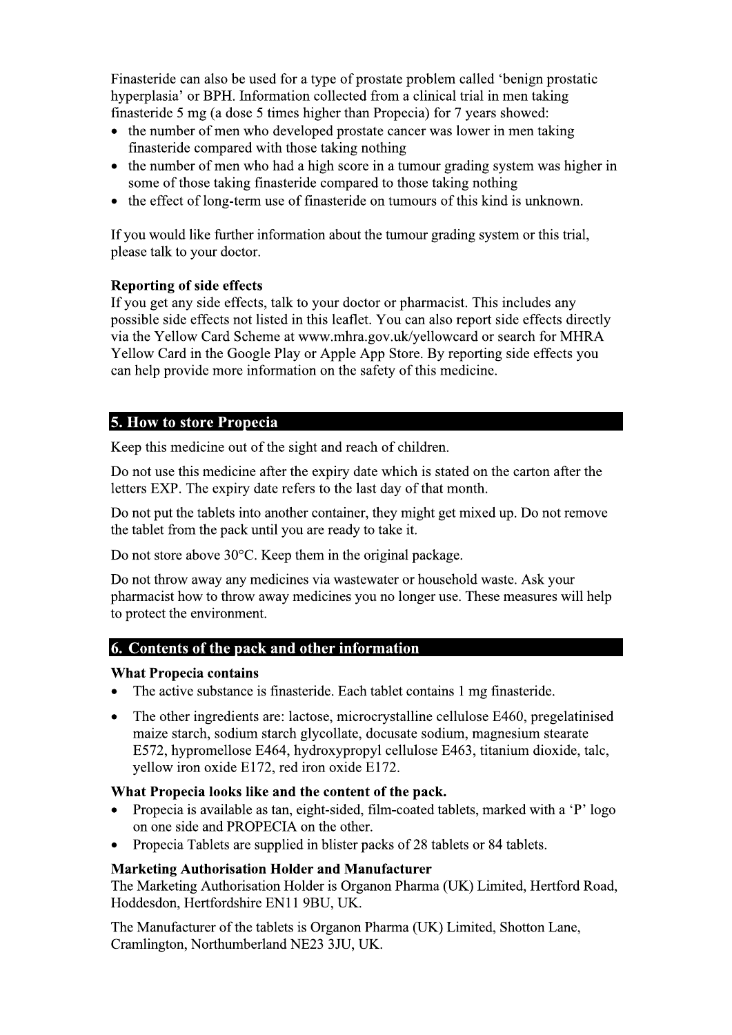Finasteride can also be used for a type of prostate problem called 'benign prostatic hyperplasia' or BPH. Information collected from a clinical trial in men taking finasteride 5 mg (a dose 5 times higher than Propecia) for 7 years showed:

- the number of men who developed prostate cancer was lower in men taking finasteride compared with those taking nothing
- the number of men who had a high score in a tumour grading system was higher in some of those taking finasteride compared to those taking nothing
- the effect of long-term use of finasteride on tumours of this kind is unknown.

If you would like further information about the tumour grading system or this trial, please talk to your doctor.

**Reporting of side effects**

If you get any side effects, talk to your doctor or pharmacist. This includes any possible side effects not listed in this leaflet. You can also report side effects directly via the Yellow Card Scheme at www.mhra.gov.uk/yellowcard or search for MHRA Yellow Card in the Google Play or Apple App Store. By reporting side effects you can help provide more information on the safety of this medicine.

## 5. How to store Propecia

Keep this medicine out of the sight and reach of children.

Do not use this medicine after the expiry date which is stated on the carton after the letters EXP. The expiry date refers to the last day of that month.

Do not put the tablets into another container, they might get mixed up. Do not remove the tablet from the pack until you are ready to take it.

Do not store above 30°C. Keep them in the original package.

Do not throw away any medicines via wastewater or household waste. Ask your pharmacist how to throw away medicines you no longer use. These measures will help to protect the environment.

## 6. Contents of the pack and other information

**What Propecia contains**

- The active substance is finasteride. Each tablet contains 1 mg finasteride.
- The other ingredients are: lactose, microcrystalline cellulose E460, pregelatinised maize starch, sodium starch glycollate, docusate sodium, magnesium stearate E572, hypromellose E464, hydroxypropyl cellulose E463, titanium dioxide, talc, yellow iron oxide E172, red iron oxide E172.

**What Propecia looks like and the content of the pack.**

- Propecia is available as tan, eight-sided, film-coated tablets, marked with a 'P' logo on one side and PROPECIA on the other.
- Propecia Tablets are supplied in blister packs of 28 tablets or 84 tablets.

**Marketing Authorisation Holder and Manufacturer**

The Marketing Authorisation Holder is Organon Pharma (UK) Limited, Hertford Road, Hoddesdon, Hertfordshire EN11 9BU, UK.

The Manufacturer of the tablets is Organon Pharma (UK) Limited, Shotton Lane, Cramlington, Northumberland NE23 3JU, UK.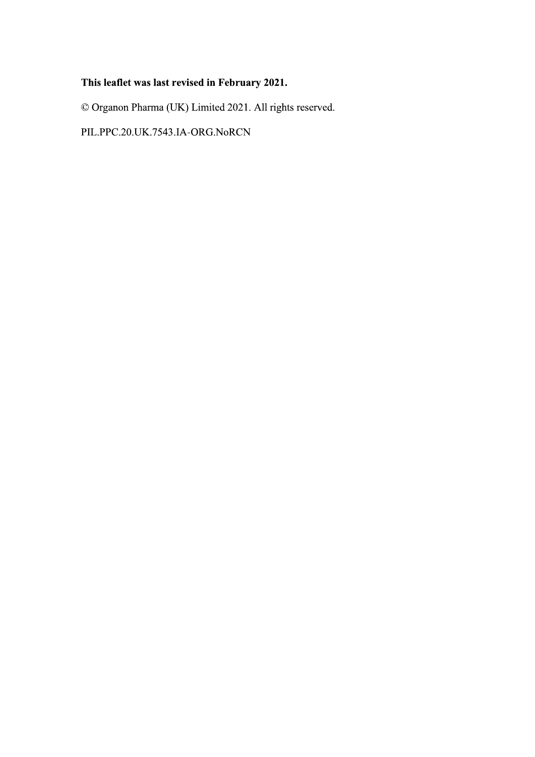**This leaflet was last revised in February 2021.**

© Organon Pharma (UK) Limited 2021. All rights reserved.

PIL.PPC.20.UK.7543.IA-ORG.NoRCN